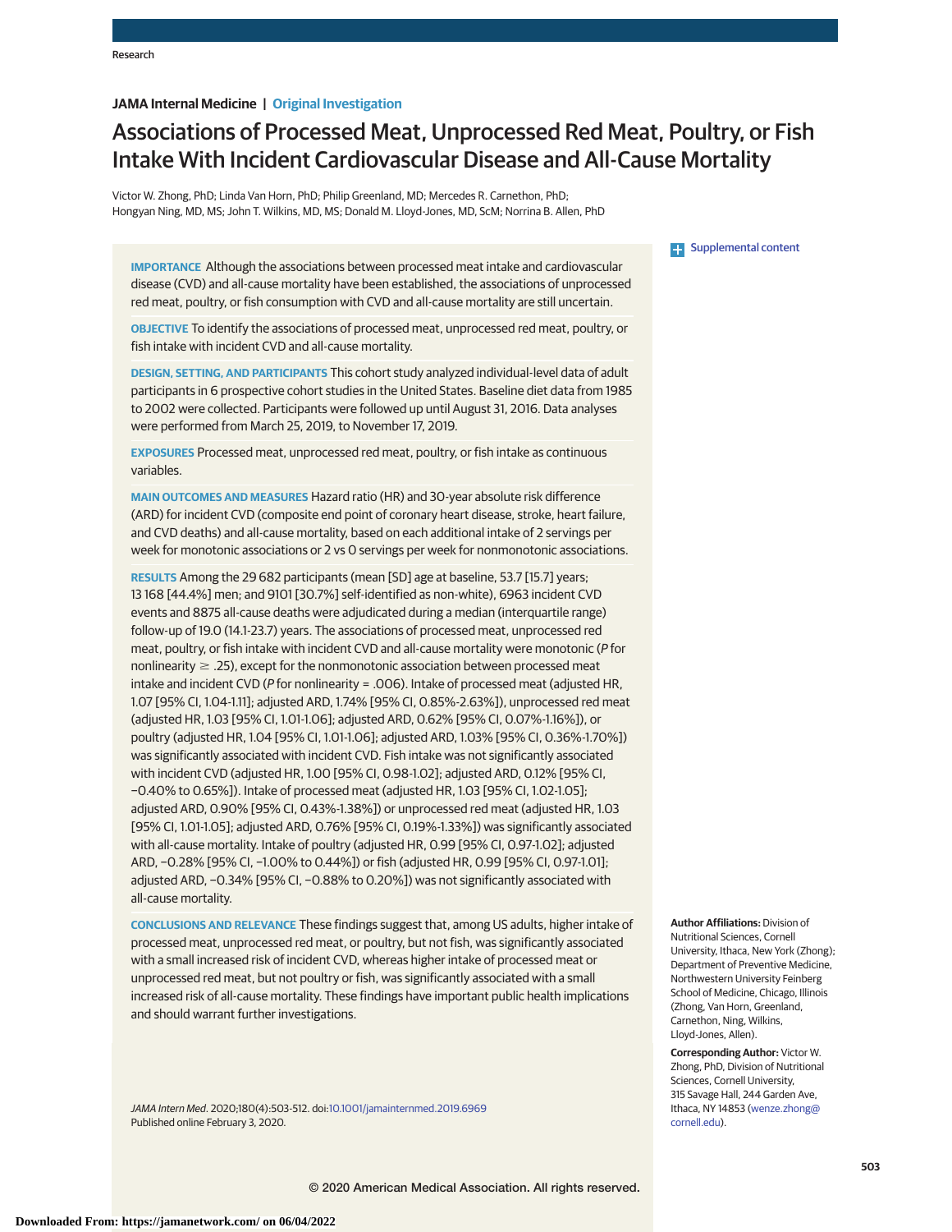JAMA Internal Medicine | Original Investigation

# Associations of Processed Meat, Unprocessed Red Meat, Poultry, or Fish Intake With Incident Cardiovascular Disease and All-Cause Mortality

Victor W. Zhong, PhD; Linda Van Horn, PhD; Philip Greenland, MD; Mercedes R. Carnethon, PhD; Hongyan Ning, MD, MS; John T. Wilkins, MD, MS; Donald M. Lloyd-Jones, MD, ScM; Norrina B. Allen, PhD

Supplemental content

**IMPORTANCE** Although the associations between processed meat intake and cardiovascular disease (CVD) and all-cause mortality have been established, the associations of unprocessed red meat, poultry, or fish consumption with CVD and all-cause mortality are still uncertain.

**OBJECTIVE** To identify the associations of processed meat, unprocessed red meat, poultry, or fish intake with incident CVD and all-cause mortality.

**DESIGN, SETTING, AND PARTICIPANTS** This cohort study analyzed individual-level data of adult participants in 6 prospective cohort studies in the United States. Baseline diet data from 1985 to 2002 were collected. Participants were followed up until August 31, 2016. Data analyses were performed from March 25, 2019, to November 17, 2019.

**EXPOSURES** Processed meat, unprocessed red meat, poultry, or fish intake as continuous variables.

**MAIN OUTCOMES AND MEASURES** Hazard ratio (HR) and 30-year absolute risk difference (ARD) for incident CVD (composite end point of coronary heart disease, stroke, heart failure, and CVD deaths) and all-cause mortality, based on each additional intake of 2 servings per week for monotonic associations or 2 vs 0 servings per week for nonmonotonic associations.

**RESULTS** Among the 29 682 participants (mean [SD] age at baseline, 53.7 [15.7] years; 13 168 [44.4%] men; and 9101 [30.7%] self-identified as non-white), 6963 incident CVD events and 8875 all-cause deaths were adjudicated during a median (interquartile range) follow-up of 19.0 (14.1-23.7) years. The associations of processed meat, unprocessed red meat, poultry, or fish intake with incident CVD and all-cause mortality were monotonic (*P* for nonlinearity ≥ .25), except for the nonmonotonic association between processed meat intake and incident CVD (*P* for nonlinearity = .006). Intake of processed meat (adjusted HR, 1.07 [95% CI, 1.04-1.11]; adjusted ARD, 1.74% [95% CI, 0.85%-2.63%]), unprocessed red meat (adjusted HR, 1.03 [95% CI, 1.01-1.06]; adjusted ARD, 0.62% [95% CI, 0.07%-1.16%]), or poultry (adjusted HR, 1.04 [95% CI, 1.01-1.06]; adjusted ARD, 1.03% [95% CI, 0.36%-1.70%]) was significantly associated with incident CVD. Fish intake was not significantly associated with incident CVD (adjusted HR, 1.00 [95% CI, 0.98-1.02]; adjusted ARD, 0.12% [95% CI, −0.40% to 0.65%]). Intake of processed meat (adjusted HR, 1.03 [95% CI, 1.02-1.05]; adjusted ARD, 0.90% [95% CI, 0.43%-1.38%]) or unprocessed red meat (adjusted HR, 1.03 [95% CI, 1.01-1.05]; adjusted ARD, 0.76% [95% CI, 0.19%-1.33%]) was significantly associated with all-cause mortality. Intake of poultry (adjusted HR, 0.99 [95% CI, 0.97-1.02]; adjusted ARD, −0.28% [95% CI, −1.00% to 0.44%]) or fish (adjusted HR, 0.99 [95% CI, 0.97-1.01]; adjusted ARD, −0.34% [95% CI, −0.88% to 0.20%]) was not significantly associated with all-cause mortality.

**CONCLUSIONS AND RELEVANCE** These findings suggest that, among US adults, higher intake of processed meat, unprocessed red meat, or poultry, but not fish, was significantly associated with a small increased risk of incident CVD, whereas higher intake of processed meat or unprocessed red meat, but not poultry or fish, was significantly associated with a small increased risk of all-cause mortality. These findings have important public health implications and should warrant further investigations.

*JAMA Intern Med*. 2020;180(4):503-512. doi:10.1001/jamainternmed.2019.6969
Published online February 3, 2020.

**Author Affiliations:** Division of Nutritional Sciences, Cornell University, Ithaca, New York (Zhong); Department of Preventive Medicine, Northwestern University Feinberg School of Medicine, Chicago, Illinois (Zhong, Van Horn, Greenland, Carnethon, Ning, Wilkins, Lloyd-Jones, Allen).

**Corresponding Author:** Victor W. Zhong, PhD, Division of Nutritional Sciences, Cornell University, 315 Savage Hall, 244 Garden Ave, Ithaca, NY 14853 (wenze.zhong@cornell.edu).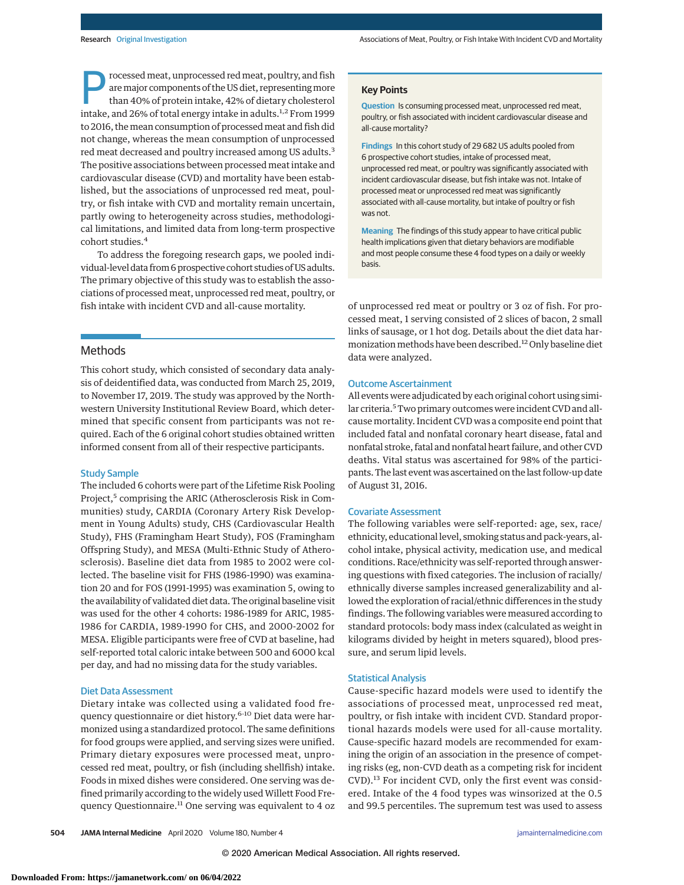Processed meat, unprocessed red meat, poultry, and fish are major components of the US diet, representing more than 40% of protein intake, 42% of dietary cholesterol intake, and 26% of total energy intake in adults.[1,2] From 1999 to 2016, the mean consumption of processed meat and fish did not change, whereas the mean consumption of unprocessed red meat decreased and poultry increased among US adults.[3] The positive associations between processed meat intake and cardiovascular disease (CVD) and mortality have been established, but the associations of unprocessed red meat, poultry, or fish intake with CVD and mortality remain uncertain, partly owing to heterogeneity across studies, methodological limitations, and limited data from long-term prospective cohort studies.[4]

To address the foregoing research gaps, we pooled individual-level data from 6 prospective cohort studies of US adults. The primary objective of this study was to establish the associations of processed meat, unprocessed red meat, poultry, or fish intake with incident CVD and all-cause mortality.

> **Key Points**
>
> **Question** Is consuming processed meat, unprocessed red meat, poultry, or fish associated with incident cardiovascular disease and all-cause mortality?
>
> **Findings** In this cohort study of 29 682 US adults pooled from 6 prospective cohort studies, intake of processed meat, unprocessed red meat, or poultry was significantly associated with incident cardiovascular disease, but fish intake was not. Intake of processed meat or unprocessed red meat was significantly associated with all-cause mortality, but intake of poultry or fish was not.
>
> **Meaning** The findings of this study appear to have critical public health implications given that dietary behaviors are modifiable and most people consume these 4 food types on a daily or weekly basis.

## Methods

This cohort study, which consisted of secondary data analysis of deidentified data, was conducted from March 25, 2019, to November 17, 2019. The study was approved by the Northwestern University Institutional Review Board, which determined that specific consent from participants was not required. Each of the 6 original cohort studies obtained written informed consent from all of their respective participants.

### Study Sample

The included 6 cohorts were part of the Lifetime Risk Pooling Project,[5] comprising the ARIC (Atherosclerosis Risk in Communities) study, CARDIA (Coronary Artery Risk Development in Young Adults) study, CHS (Cardiovascular Health Study), FHS (Framingham Heart Study), FOS (Framingham Offspring Study), and MESA (Multi-Ethnic Study of Atherosclerosis). Baseline diet data from 1985 to 2002 were collected. The baseline visit for FHS (1986-1990) was examination 20 and for FOS (1991-1995) was examination 5, owing to the availability of validated diet data. The original baseline visit was used for the other 4 cohorts: 1986-1989 for ARIC, 1985-1986 for CARDIA, 1989-1990 for CHS, and 2000-2002 for MESA. Eligible participants were free of CVD at baseline, had self-reported total caloric intake between 500 and 6000 kcal per day, and had no missing data for the study variables.

### Diet Data Assessment

Dietary intake was collected using a validated food frequency questionnaire or diet history.[6-10] Diet data were harmonized using a standardized protocol. The same definitions for food groups were applied, and serving sizes were unified. Primary dietary exposures were processed meat, unprocessed red meat, poultry, or fish (including shellfish) intake. Foods in mixed dishes were considered. One serving was defined primarily according to the widely used Willett Food Frequency Questionnaire.[11] One serving was equivalent to 4 oz of unprocessed red meat or poultry or 3 oz of fish. For processed meat, 1 serving consisted of 2 slices of bacon, 2 small links of sausage, or 1 hot dog. Details about the diet data harmonization methods have been described.[12] Only baseline diet data were analyzed.

### Outcome Ascertainment

All events were adjudicated by each original cohort using similar criteria.[5] Two primary outcomes were incident CVD and all-cause mortality. Incident CVD was a composite end point that included fatal and nonfatal coronary heart disease, fatal and nonfatal stroke, fatal and nonfatal heart failure, and other CVD deaths. Vital status was ascertained for 98% of the participants. The last event was ascertained on the last follow-up date of August 31, 2016.

### Covariate Assessment

The following variables were self-reported: age, sex, race/ethnicity, educational level, smoking status and pack-years, alcohol intake, physical activity, medication use, and medical conditions. Race/ethnicity was self-reported through answering questions with fixed categories. The inclusion of racially/ethnically diverse samples increased generalizability and allowed the exploration of racial/ethnic differences in the study findings. The following variables were measured according to standard protocols: body mass index (calculated as weight in kilograms divided by height in meters squared), blood pressure, and serum lipid levels.

### Statistical Analysis

Cause-specific hazard models were used to identify the associations of processed meat, unprocessed red meat, poultry, or fish intake with incident CVD. Standard proportional hazards models were used for all-cause mortality. Cause-specific hazard models are recommended for examining the origin of an association in the presence of competing risks (eg, non-CVD death as a competing risk for incident CVD).[13] For incident CVD, only the first event was considered. Intake of the 4 food types was winsorized at the 0.5 and 99.5 percentiles. The supremum test was used to assess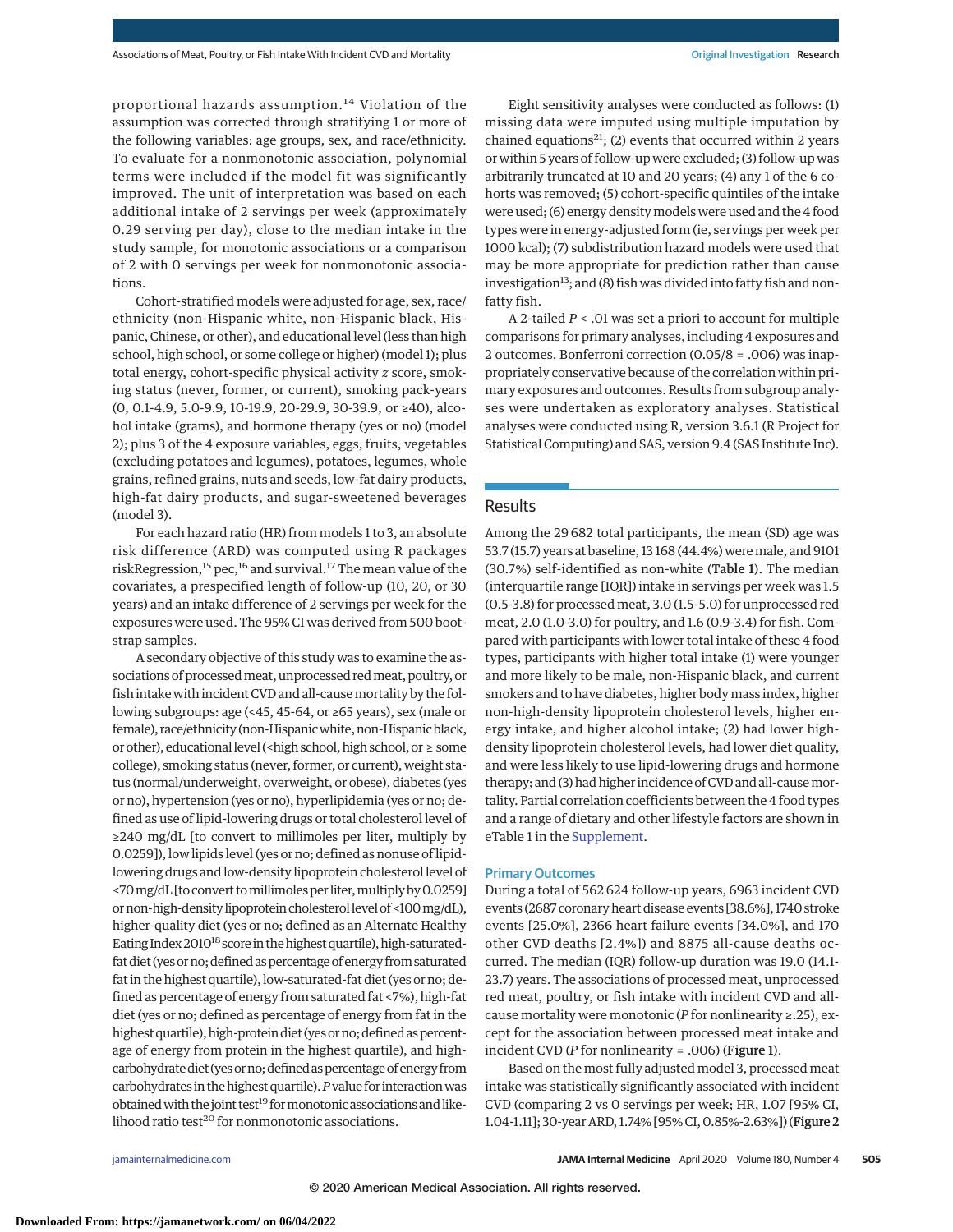proportional hazards assumption.[14] Violation of the assumption was corrected through stratifying 1 or more of the following variables: age groups, sex, and race/ethnicity. To evaluate for a nonmonotonic association, polynomial terms were included if the model fit was significantly improved. The unit of interpretation was based on each additional intake of 2 servings per week (approximately 0.29 serving per day), close to the median intake in the study sample, for monotonic associations or a comparison of 2 with 0 servings per week for nonmonotonic associations.

Cohort-stratified models were adjusted for age, sex, race/ethnicity (non-Hispanic white, non-Hispanic black, Hispanic, Chinese, or other), and educational level (less than high school, high school, or some college or higher) (model 1); plus total energy, cohort-specific physical activity *z* score, smoking status (never, former, or current), smoking pack-years (0, 0.1-4.9, 5.0-9.9, 10-19.9, 20-29.9, 30-39.9, or ≥40), alcohol intake (grams), and hormone therapy (yes or no) (model 2); plus 3 of the 4 exposure variables, eggs, fruits, vegetables (excluding potatoes and legumes), potatoes, legumes, whole grains, refined grains, nuts and seeds, low-fat dairy products, high-fat dairy products, and sugar-sweetened beverages (model 3).

For each hazard ratio (HR) from models 1 to 3, an absolute risk difference (ARD) was computed using R packages riskRegression,[15] pec,[16] and survival.[17] The mean value of the covariates, a prespecified length of follow-up (10, 20, or 30 years) and an intake difference of 2 servings per week for the exposures were used. The 95% CI was derived from 500 bootstrap samples.

A secondary objective of this study was to examine the associations of processed meat, unprocessed red meat, poultry, or fish intake with incident CVD and all-cause mortality by the following subgroups: age (<45, 45-64, or ≥65 years), sex (male or female), race/ethnicity (non-Hispanic white, non-Hispanic black, or other), educational level (<high school, high school, or ≥ some college), smoking status (never, former, or current), weight status (normal/underweight, overweight, or obese), diabetes (yes or no), hypertension (yes or no), hyperlipidemia (yes or no; defined as use of lipid-lowering drugs or total cholesterol level of ≥240 mg/dL [to convert to millimoles per liter, multiply by 0.0259]), low lipids level (yes or no; defined as nonuse of lipid-lowering drugs and low-density lipoprotein cholesterol level of <70 mg/dL [to convert to millimoles per liter, multiply by 0.0259] or non-high-density lipoprotein cholesterol level of <100 mg/dL), higher-quality diet (yes or no; defined as an Alternate Healthy Eating Index 2010[18] score in the highest quartile), high-saturated-fat diet (yes or no; defined as percentage of energy from saturated fat in the highest quartile), low-saturated-fat diet (yes or no; defined as percentage of energy from saturated fat <7%), high-fat diet (yes or no; defined as percentage of energy from fat in the highest quartile), high-protein diet (yes or no; defined as percentage of energy from protein in the highest quartile), and high-carbohydrate diet (yes or no; defined as percentage of energy from carbohydrates in the highest quartile). *P* value for interaction was obtained with the joint test[19] for monotonic associations and likelihood ratio test[20] for nonmonotonic associations.

Eight sensitivity analyses were conducted as follows: (1) missing data were imputed using multiple imputation by chained equations[21]; (2) events that occurred within 2 years or within 5 years of follow-up were excluded; (3) follow-up was arbitrarily truncated at 10 and 20 years; (4) any 1 of the 6 cohorts was removed; (5) cohort-specific quintiles of the intake were used; (6) energy density models were used and the 4 food types were in energy-adjusted form (ie, servings per week per 1000 kcal); (7) subdistribution hazard models were used that may be more appropriate for prediction rather than cause investigation[13]; and (8) fish was divided into fatty fish and nonfatty fish.

A 2-tailed $P < .01$ was set a priori to account for multiple comparisons for primary analyses, including 4 exposures and 2 outcomes. Bonferroni correction (0.05/8 = .006) was inappropriately conservative because of the correlation within primary exposures and outcomes. Results from subgroup analyses were undertaken as exploratory analyses. Statistical analyses were conducted using R, version 3.6.1 (R Project for Statistical Computing) and SAS, version 9.4 (SAS Institute Inc).

## Results

Among the 29 682 total participants, the mean (SD) age was 53.7 (15.7) years at baseline, 13 168 (44.4%) were male, and 9101 (30.7%) self-identified as non-white (**Table 1**). The median (interquartile range [IQR]) intake in servings per week was 1.5 (0.5-3.8) for processed meat, 3.0 (1.5-5.0) for unprocessed red meat, 2.0 (1.0-3.0) for poultry, and 1.6 (0.9-3.4) for fish. Compared with participants with lower total intake of these 4 food types, participants with higher total intake (1) were younger and more likely to be male, non-Hispanic black, and current smokers and to have diabetes, higher body mass index, higher non-high-density lipoprotein cholesterol levels, higher energy intake, and higher alcohol intake; (2) had lower high-density lipoprotein cholesterol levels, had lower diet quality, and were less likely to use lipid-lowering drugs and hormone therapy; and (3) had higher incidence of CVD and all-cause mortality. Partial correlation coefficients between the 4 food types and a range of dietary and other lifestyle factors are shown in eTable 1 in the Supplement.

### Primary Outcomes

During a total of 562 624 follow-up years, 6963 incident CVD events (2687 coronary heart disease events [38.6%], 1740 stroke events [25.0%], 2366 heart failure events [34.0%], and 170 other CVD deaths [2.4%]) and 8875 all-cause deaths occurred. The median (IQR) follow-up duration was 19.0 (14.1-23.7) years. The associations of processed meat, unprocessed red meat, poultry, or fish intake with incident CVD and all-cause mortality were monotonic (*P* for nonlinearity ≥.25), except for the association between processed meat intake and incident CVD (*P* for nonlinearity = .006) (**Figure 1**).

Based on the most fully adjusted model 3, processed meat intake was statistically significantly associated with incident CVD (comparing 2 vs 0 servings per week; HR, 1.07 [95% CI, 1.04-1.11]; 30-year ARD, 1.74% [95% CI, 0.85%-2.63%]) (**Figure 2**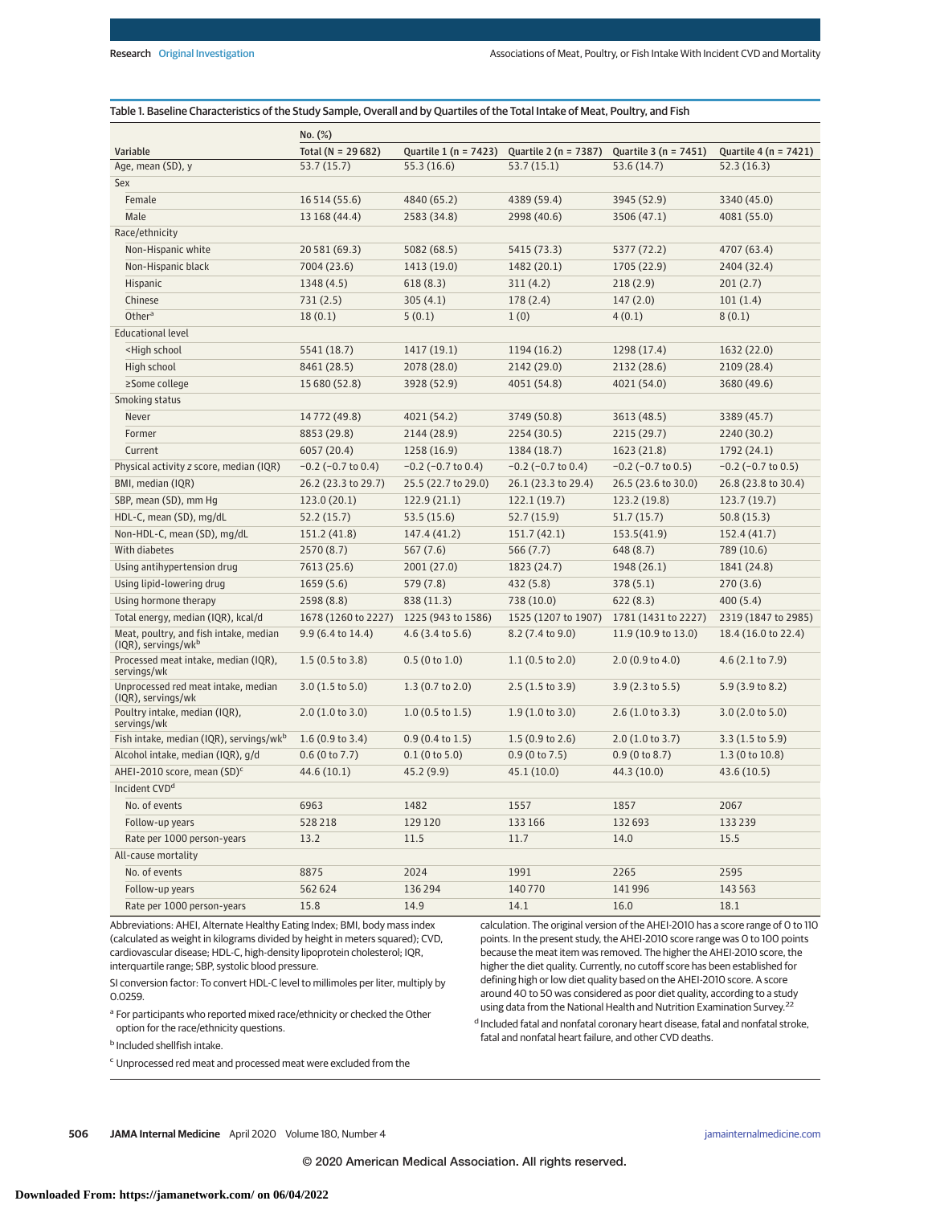Table 1. Baseline Characteristics of the Study Sample, Overall and by Quartiles of the Total Intake of Meat, Poultry, and Fish

| Variable | No. (%) | | | | |
|---|---|---|---|---|---|
| | Total (N = 29 682) | Quartile 1 (n = 7423) | Quartile 2 (n = 7387) | Quartile 3 (n = 7451) | Quartile 4 (n = 7421) |
| Age, mean (SD), y | 53.7 (15.7) | 55.3 (16.6) | 53.7 (15.1) | 53.6 (14.7) | 52.3 (16.3) |
| Sex | | | | | |
| Female | 16 514 (55.6) | 4840 (65.2) | 4389 (59.4) | 3945 (52.9) | 3340 (45.0) |
| Male | 13 168 (44.4) | 2583 (34.8) | 2998 (40.6) | 3506 (47.1) | 4081 (55.0) |
| Race/ethnicity | | | | | |
| Non-Hispanic white | 20 581 (69.3) | 5082 (68.5) | 5415 (73.3) | 5377 (72.2) | 4707 (63.4) |
| Non-Hispanic black | 7004 (23.6) | 1413 (19.0) | 1482 (20.1) | 1705 (22.9) | 2404 (32.4) |
| Hispanic | 1348 (4.5) | 618 (8.3) | 311 (4.2) | 218 (2.9) | 201 (2.7) |
| Chinese | 731 (2.5) | 305 (4.1) | 178 (2.4) | 147 (2.0) | 101 (1.4) |
| Other[a] | 18 (0.1) | 5 (0.1) | 1 (0) | 4 (0.1) | 8 (0.1) |
| Educational level | | | | | |
| <High school | 5541 (18.7) | 1417 (19.1) | 1194 (16.2) | 1298 (17.4) | 1632 (22.0) |
| High school | 8461 (28.5) | 2078 (28.0) | 2142 (29.0) | 2132 (28.6) | 2109 (28.4) |
| ≥Some college | 15 680 (52.8) | 3928 (52.9) | 4051 (54.8) | 4021 (54.0) | 3680 (49.6) |
| Smoking status | | | | | |
| Never | 14 772 (49.8) | 4021 (54.2) | 3749 (50.8) | 3613 (48.5) | 3389 (45.7) |
| Former | 8853 (29.8) | 2144 (28.9) | 2254 (30.5) | 2215 (29.7) | 2240 (30.2) |
| Current | 6057 (20.4) | 1258 (16.9) | 1384 (18.7) | 1623 (21.8) | 1792 (24.1) |
| Physical activity z score, median (IQR) | −0.2 (−0.7 to 0.4) | −0.2 (−0.7 to 0.4) | −0.2 (−0.7 to 0.4) | −0.2 (−0.7 to 0.5) | −0.2 (−0.7 to 0.5) |
| BMI, median (IQR) | 26.2 (23.3 to 29.7) | 25.5 (22.7 to 29.0) | 26.1 (23.3 to 29.4) | 26.5 (23.6 to 30.0) | 26.8 (23.8 to 30.4) |
| SBP, mean (SD), mm Hg | 123.0 (20.1) | 122.9 (21.1) | 122.1 (19.7) | 123.2 (19.8) | 123.7 (19.7) |
| HDL-C, mean (SD), mg/dL | 52.2 (15.7) | 53.5 (15.6) | 52.7 (15.9) | 51.7 (15.7) | 50.8 (15.3) |
| Non-HDL-C, mean (SD), mg/dL | 151.2 (41.8) | 147.4 (41.2) | 151.7 (42.1) | 153.5(41.9) | 152.4 (41.7) |
| With diabetes | 2570 (8.7) | 567 (7.6) | 566 (7.7) | 648 (8.7) | 789 (10.6) |
| Using antihypertension drug | 7613 (25.6) | 2001 (27.0) | 1823 (24.7) | 1948 (26.1) | 1841 (24.8) |
| Using lipid-lowering drug | 1659 (5.6) | 579 (7.8) | 432 (5.8) | 378 (5.1) | 270 (3.6) |
| Using hormone therapy | 2598 (8.8) | 838 (11.3) | 738 (10.0) | 622 (8.3) | 400 (5.4) |
| Total energy, median (IQR), kcal/d | 1678 (1260 to 2227) | 1225 (943 to 1586) | 1525 (1207 to 1907) | 1781 (1431 to 2227) | 2319 (1847 to 2985) |
| Meat, poultry, and fish intake, median (IQR), servings/wk[b] | 9.9 (6.4 to 14.4) | 4.6 (3.4 to 5.6) | 8.2 (7.4 to 9.0) | 11.9 (10.9 to 13.0) | 18.4 (16.0 to 22.4) |
| Processed meat intake, median (IQR), servings/wk | 1.5 (0.5 to 3.8) | 0.5 (0 to 1.0) | 1.1 (0.5 to 2.0) | 2.0 (0.9 to 4.0) | 4.6 (2.1 to 7.9) |
| Unprocessed red meat intake, median (IQR), servings/wk | 3.0 (1.5 to 5.0) | 1.3 (0.7 to 2.0) | 2.5 (1.5 to 3.9) | 3.9 (2.3 to 5.5) | 5.9 (3.9 to 8.2) |
| Poultry intake, median (IQR), servings/wk | 2.0 (1.0 to 3.0) | 1.0 (0.5 to 1.5) | 1.9 (1.0 to 3.0) | 2.6 (1.0 to 3.3) | 3.0 (2.0 to 5.0) |
| Fish intake, median (IQR), servings/wk[b] | 1.6 (0.9 to 3.4) | 0.9 (0.4 to 1.5) | 1.5 (0.9 to 2.6) | 2.0 (1.0 to 3.7) | 3.3 (1.5 to 5.9) |
| Alcohol intake, median (IQR), g/d | 0.6 (0 to 7.7) | 0.1 (0 to 5.0) | 0.9 (0 to 7.5) | 0.9 (0 to 8.7) | 1.3 (0 to 10.8) |
| AHEI-2010 score, mean (SD)[c] | 44.6 (10.1) | 45.2 (9.9) | 45.1 (10.0) | 44.3 (10.0) | 43.6 (10.5) |
| Incident CVD[d] | | | | | |
| No. of events | 6963 | 1482 | 1557 | 1857 | 2067 |
| Follow-up years | 528 218 | 129 120 | 133 166 | 132 693 | 133 239 |
| Rate per 1000 person-years | 13.2 | 11.5 | 11.7 | 14.0 | 15.5 |
| All-cause mortality | | | | | |
| No. of events | 8875 | 2024 | 1991 | 2265 | 2595 |
| Follow-up years | 562 624 | 136 294 | 140 770 | 141 996 | 143 563 |
| Rate per 1000 person-years | 15.8 | 14.9 | 14.1 | 16.0 | 18.1 |

Abbreviations: AHEI, Alternate Healthy Eating Index; BMI, body mass index (calculated as weight in kilograms divided by height in meters squared); CVD, cardiovascular disease; HDL-C, high-density lipoprotein cholesterol; IQR, interquartile range; SBP, systolic blood pressure.

SI conversion factor: To convert HDL-C level to millimoles per liter, multiply by 0.0259.

[a] For participants who reported mixed race/ethnicity or checked the Other option for the race/ethnicity questions.

[b] Included shellfish intake.

[c] Unprocessed red meat and processed meat were excluded from the calculation. The original version of the AHEI-2010 has a score range of 0 to 110 points. In the present study, the AHEI-2010 score range was 0 to 100 points because the meat item was removed. The higher the AHEI-2010 score, the higher the diet quality. Currently, no cutoff score has been established for defining high or low diet quality based on the AHEI-2010 score. A score around 40 to 50 was considered as poor diet quality, according to a study using data from the National Health and Nutrition Examination Survey.[22]

[d] Included fatal and nonfatal coronary heart disease, fatal and nonfatal stroke, fatal and nonfatal heart failure, and other CVD deaths.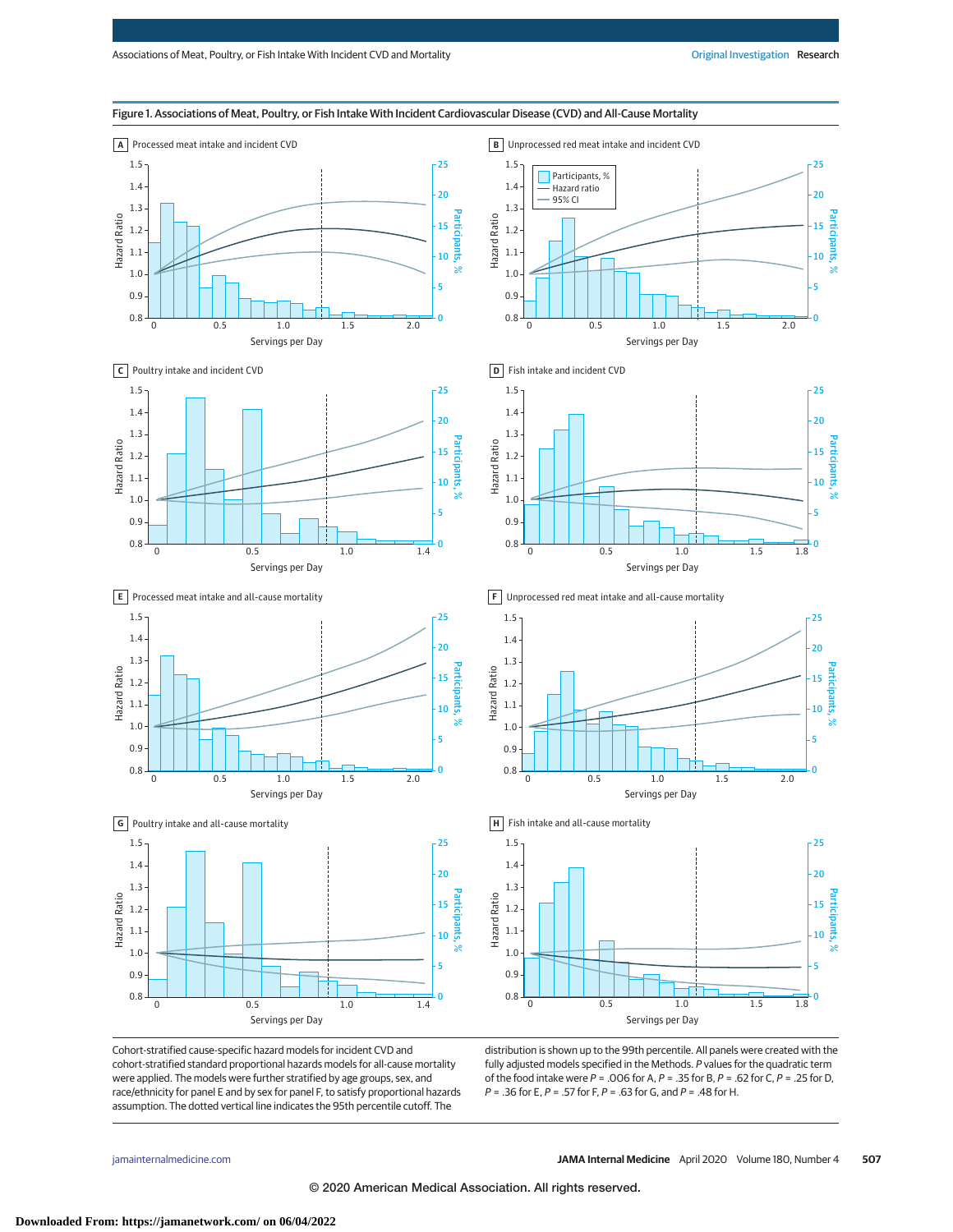Figure 1. Associations of Meat, Poultry, or Fish Intake With Incident Cardiovascular Disease (CVD) and All-Cause Mortality

A Processed meat intake and incident CVD

B Unprocessed red meat intake and incident CVD

C Poultry intake and incident CVD

D Fish intake and incident CVD

E Processed meat intake and all-cause mortality

F Unprocessed red meat intake and all-cause mortality

G Poultry intake and all-cause mortality

H Fish intake and all-cause mortality

Cohort-stratified cause-specific hazard models for incident CVD and cohort-stratified standard proportional hazards models for all-cause mortality were applied. The models were further stratified by age groups, sex, and race/ethnicity for panel E and by sex for panel F, to satisfy proportional hazards assumption. The dotted vertical line indicates the 95th percentile cutoff. The distribution is shown up to the 99th percentile. All panels were created with the fully adjusted models specified in the Methods. *P* values for the quadratic term of the food intake were $P = .006$ for A, $P = .35$ for B, $P = .62$ for C, $P = .25$ for D, $P = .36$ for E, $P = .57$ for F, $P = .63$ for G, and $P = .48$ for H.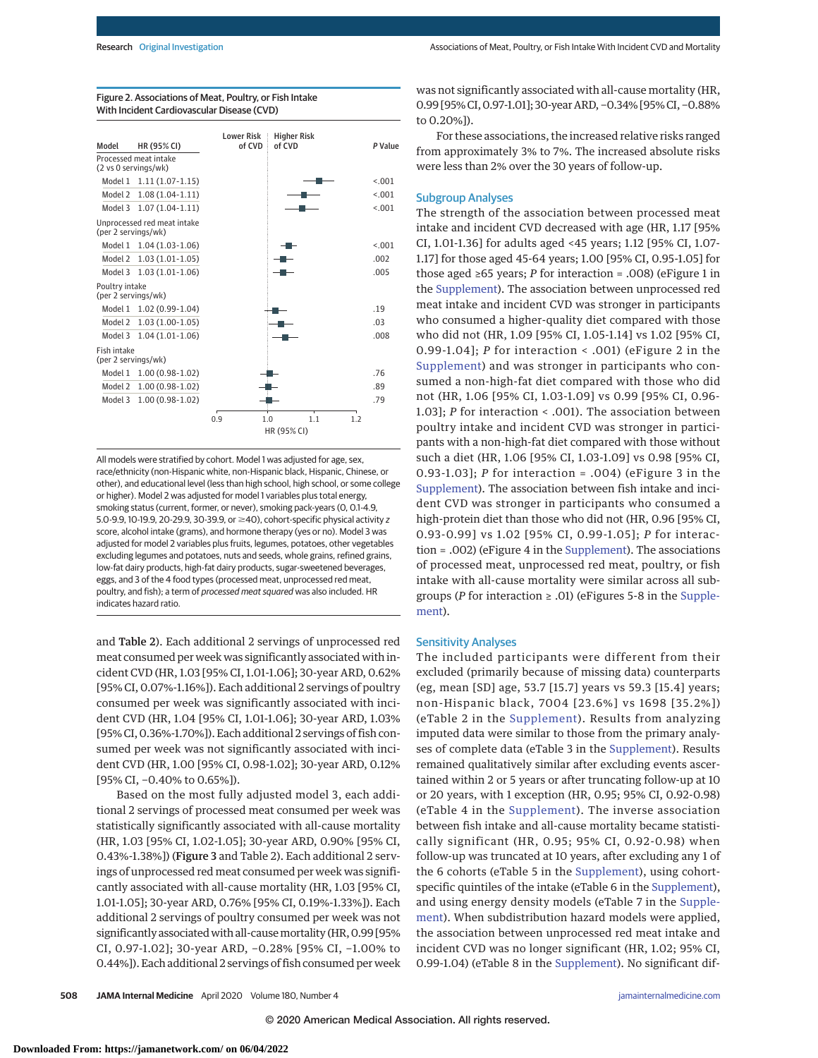Figure 2. Associations of Meat, Poultry, or Fish Intake With Incident Cardiovascular Disease (CVD)

| Model | HR (95% CI) | P Value |
|---|---|---|
| **Processed meat intake (2 vs 0 servings/wk)** | | |
| Model 1 | 1.11 (1.07-1.15) | <.001 |
| Model 2 | 1.08 (1.04-1.11) | <.001 |
| Model 3 | 1.07 (1.04-1.11) | <.001 |
| **Unprocessed red meat intake (per 2 servings/wk)** | | |
| Model 1 | 1.04 (1.03-1.06) | <.001 |
| Model 2 | 1.03 (1.01-1.05) | .002 |
| Model 3 | 1.03 (1.01-1.06) | .005 |
| **Poultry intake (per 2 servings/wk)** | | |
| Model 1 | 1.02 (0.99-1.04) | .19 |
| Model 2 | 1.03 (1.00-1.05) | .03 |
| Model 3 | 1.04 (1.01-1.06) | .008 |
| **Fish intake (per 2 servings/wk)** | | |
| Model 1 | 1.00 (0.98-1.02) | .76 |
| Model 2 | 1.00 (0.98-1.02) | .89 |
| Model 3 | 1.00 (0.98-1.02) | .79 |

All models were stratified by cohort. Model 1 was adjusted for age, sex, race/ethnicity (non-Hispanic white, non-Hispanic black, Hispanic, Chinese, or other), and educational level (less than high school, high school, or some college or higher). Model 2 was adjusted for model 1 variables plus total energy, smoking status (current, former, or never), smoking pack-years (0, 0.1-4.9, 5.0-9.9, 10-19.9, 20-29.9, 30-39.9, or ≥40), cohort-specific physical activity *z* score, alcohol intake (grams), and hormone therapy (yes or no). Model 3 was adjusted for model 2 variables plus fruits, legumes, potatoes, other vegetables excluding legumes and potatoes, nuts and seeds, whole grains, refined grains, low-fat dairy products, high-fat dairy products, sugar-sweetened beverages, eggs, and 3 of the 4 food types (processed meat, unprocessed red meat, poultry, and fish); a term of *processed meat squared* was also included. HR indicates hazard ratio.

and Table 2). Each additional 2 servings of unprocessed red meat consumed per week was significantly associated with incident CVD (HR, 1.03 [95% CI, 1.01-1.06]; 30-year ARD, 0.62% [95% CI, 0.07%-1.16%]). Each additional 2 servings of poultry consumed per week was significantly associated with incident CVD (HR, 1.04 [95% CI, 1.01-1.06]; 30-year ARD, 1.03% [95% CI, 0.36%-1.70%]). Each additional 2 servings of fish consumed per week was not significantly associated with incident CVD (HR, 1.00 [95% CI, 0.98-1.02]; 30-year ARD, 0.12% [95% CI, −0.40% to 0.65%]).

Based on the most fully adjusted model 3, each additional 2 servings of processed meat consumed per week was statistically significantly associated with all-cause mortality (HR, 1.03 [95% CI, 1.02-1.05]; 30-year ARD, 0.90% [95% CI, 0.43%-1.38%]) (Figure 3 and Table 2). Each additional 2 servings of unprocessed red meat consumed per week was significantly associated with all-cause mortality (HR, 1.03 [95% CI, 1.01-1.05]; 30-year ARD, 0.76% [95% CI, 0.19%-1.33%]). Each additional 2 servings of poultry consumed per week was not significantly associated with all-cause mortality (HR, 0.99 [95% CI, 0.97-1.02]; 30-year ARD, −0.28% [95% CI, −1.00% to 0.44%]). Each additional 2 servings of fish consumed per week was not significantly associated with all-cause mortality (HR, 0.99 [95% CI, 0.97-1.01]; 30-year ARD, −0.34% [95% CI, −0.88% to 0.20%]).

For these associations, the increased relative risks ranged from approximately 3% to 7%. The increased absolute risks were less than 2% over the 30 years of follow-up.

## Subgroup Analyses

The strength of the association between processed meat intake and incident CVD decreased with age (HR, 1.17 [95% CI, 1.01-1.36] for adults aged <45 years; 1.12 [95% CI, 1.07-1.17] for those aged 45-64 years; 1.00 [95% CI, 0.95-1.05] for those aged ≥65 years; *P* for interaction = .008) (eFigure 1 in the Supplement). The association between unprocessed red meat intake and incident CVD was stronger in participants who consumed a higher-quality diet compared with those who did not (HR, 1.09 [95% CI, 1.05-1.14] vs 1.02 [95% CI, 0.99-1.04]; *P* for interaction < .001) (eFigure 2 in the Supplement) and was stronger in participants who consumed a non-high-fat diet compared with those who did not (HR, 1.06 [95% CI, 1.03-1.09] vs 0.99 [95% CI, 0.96-1.03]; *P* for interaction < .001). The association between poultry intake and incident CVD was stronger in participants with a non-high-fat diet compared with those without such a diet (HR, 1.06 [95% CI, 1.03-1.09] vs 0.98 [95% CI, 0.93-1.03]; *P* for interaction = .004) (eFigure 3 in the Supplement). The association between fish intake and incident CVD was stronger in participants who consumed a high-protein diet than those who did not (HR, 0.96 [95% CI, 0.93-0.99] vs 1.02 [95% CI, 0.99-1.05]; *P* for interaction = .002) (eFigure 4 in the Supplement). The associations of processed meat, unprocessed red meat, poultry, or fish intake with all-cause mortality were similar across all subgroups (*P* for interaction ≥ .01) (eFigures 5-8 in the Supplement).

## Sensitivity Analyses

The included participants were different from their excluded (primarily because of missing data) counterparts (eg, mean [SD] age, 53.7 [15.7] years vs 59.3 [15.4] years; non-Hispanic black, 7004 [23.6%] vs 1698 [35.2%]) (eTable 2 in the Supplement). Results from analyzing imputed data were similar to those from the primary analyses of complete data (eTable 3 in the Supplement). Results remained qualitatively similar after excluding events ascertained within 2 or 5 years or after truncating follow-up at 10 or 20 years, with 1 exception (HR, 0.95; 95% CI, 0.92-0.98) (eTable 4 in the Supplement). The inverse association between fish intake and all-cause mortality became statistically significant (HR, 0.95; 95% CI, 0.92-0.98) when follow-up was truncated at 10 years, after excluding any 1 of the 6 cohorts (eTable 5 in the Supplement), using cohort-specific quintiles of the intake (eTable 6 in the Supplement), and using energy density models (eTable 7 in the Supplement). When subdistribution hazard models were applied, the association between unprocessed red meat intake and incident CVD was no longer significant (HR, 1.02; 95% CI, 0.99-1.04) (eTable 8 in the Supplement). No significant dif-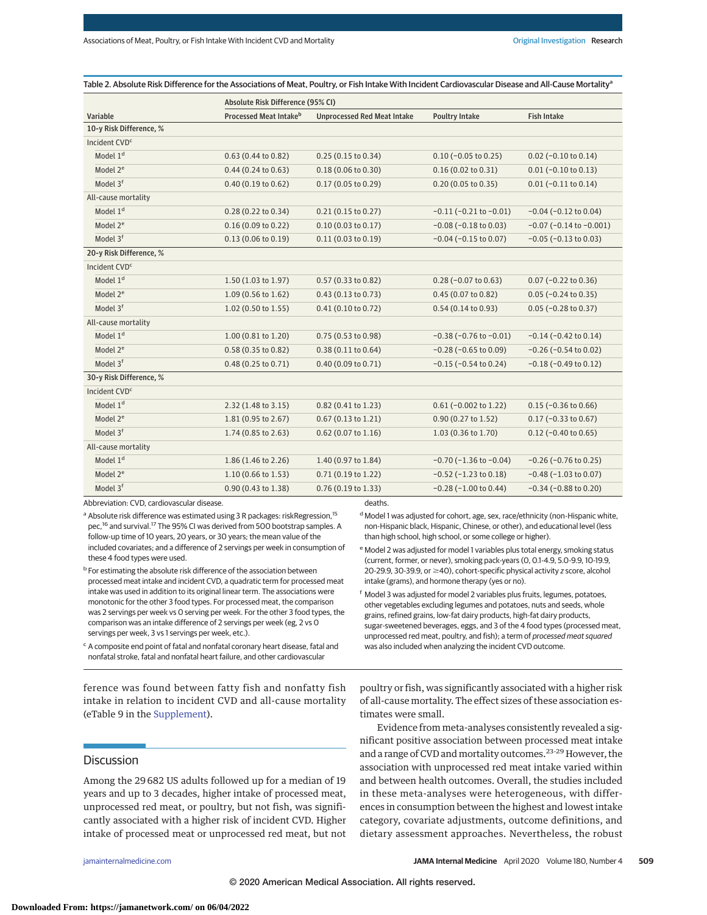Table 2. Absolute Risk Difference for the Associations of Meat, Poultry, or Fish Intake With Incident Cardiovascular Disease and All-Cause Mortality[a]

| Variable | Absolute Risk Difference (95% CI) | | | |
|---|---|---|---|---|
| | Processed Meat Intake[b] | Unprocessed Red Meat Intake | Poultry Intake | Fish Intake |
| **10-y Risk Difference, %** | | | | |
| Incident CVD[c] | | | | |
| Model 1[d] | 0.63 (0.44 to 0.82) | 0.25 (0.15 to 0.34) | 0.10 (−0.05 to 0.25) | 0.02 (−0.10 to 0.14) |
| Model 2[e] | 0.44 (0.24 to 0.63) | 0.18 (0.06 to 0.30) | 0.16 (0.02 to 0.31) | 0.01 (−0.10 to 0.13) |
| Model 3[f] | 0.40 (0.19 to 0.62) | 0.17 (0.05 to 0.29) | 0.20 (0.05 to 0.35) | 0.01 (−0.11 to 0.14) |
| All-cause mortality | | | | |
| Model 1[d] | 0.28 (0.22 to 0.34) | 0.21 (0.15 to 0.27) | −0.11 (−0.21 to −0.01) | −0.04 (−0.12 to 0.04) |
| Model 2[e] | 0.16 (0.09 to 0.22) | 0.10 (0.03 to 0.17) | −0.08 (−0.18 to 0.03) | −0.07 (−0.14 to −0.001) |
| Model 3[f] | 0.13 (0.06 to 0.19) | 0.11 (0.03 to 0.19) | −0.04 (−0.15 to 0.07) | −0.05 (−0.13 to 0.03) |
| **20-y Risk Difference, %** | | | | |
| Incident CVD[c] | | | | |
| Model 1[d] | 1.50 (1.03 to 1.97) | 0.57 (0.33 to 0.82) | 0.28 (−0.07 to 0.63) | 0.07 (−0.22 to 0.36) |
| Model 2[e] | 1.09 (0.56 to 1.62) | 0.43 (0.13 to 0.73) | 0.45 (0.07 to 0.82) | 0.05 (−0.24 to 0.35) |
| Model 3[f] | 1.02 (0.50 to 1.55) | 0.41 (0.10 to 0.72) | 0.54 (0.14 to 0.93) | 0.05 (−0.28 to 0.37) |
| All-cause mortality | | | | |
| Model 1[d] | 1.00 (0.81 to 1.20) | 0.75 (0.53 to 0.98) | −0.38 (−0.76 to −0.01) | −0.14 (−0.42 to 0.14) |
| Model 2[e] | 0.58 (0.35 to 0.82) | 0.38 (0.11 to 0.64) | −0.28 (−0.65 to 0.09) | −0.26 (−0.54 to 0.02) |
| Model 3[f] | 0.48 (0.25 to 0.71) | 0.40 (0.09 to 0.71) | −0.15 (−0.54 to 0.24) | −0.18 (−0.49 to 0.12) |
| **30-y Risk Difference, %** | | | | |
| Incident CVD[c] | | | | |
| Model 1[d] | 2.32 (1.48 to 3.15) | 0.82 (0.41 to 1.23) | 0.61 (−0.002 to 1.22) | 0.15 (−0.36 to 0.66) |
| Model 2[e] | 1.81 (0.95 to 2.67) | 0.67 (0.13 to 1.21) | 0.90 (0.27 to 1.52) | 0.17 (−0.33 to 0.67) |
| Model 3[f] | 1.74 (0.85 to 2.63) | 0.62 (0.07 to 1.16) | 1.03 (0.36 to 1.70) | 0.12 (−0.40 to 0.65) |
| All-cause mortality | | | | |
| Model 1[d] | 1.86 (1.46 to 2.26) | 1.40 (0.97 to 1.84) | −0.70 (−1.36 to −0.04) | −0.26 (−0.76 to 0.25) |
| Model 2[e] | 1.10 (0.66 to 1.53) | 0.71 (0.19 to 1.22) | −0.52 (−1.23 to 0.18) | −0.48 (−1.03 to 0.07) |
| Model 3[f] | 0.90 (0.43 to 1.38) | 0.76 (0.19 to 1.33) | −0.28 (−1.00 to 0.44) | −0.34 (−0.88 to 0.20) |

Abbreviation: CVD, cardiovascular disease.

[a] Absolute risk difference was estimated using 3 R packages: riskRegression,[15] pec,[16] and survival.[17] The 95% CI was derived from 500 bootstrap samples. A follow-up time of 10 years, 20 years, or 30 years; the mean value of the included covariates; and a difference of 2 servings per week in consumption of these 4 food types were used.

[b] For estimating the absolute risk difference of the association between processed meat intake and incident CVD, a quadratic term for processed meat intake was used in addition to its original linear term. The associations were monotonic for the other 3 food types. For processed meat, the comparison was 2 servings per week vs 0 serving per week. For the other 3 food types, the comparison was an intake difference of 2 servings per week (eg, 2 vs 0 servings per week, 3 vs 1 servings per week, etc.).

[c] A composite end point of fatal and nonfatal coronary heart disease, fatal and nonfatal stroke, fatal and nonfatal heart failure, and other cardiovascular deaths.

[d] Model 1 was adjusted for cohort, age, sex, race/ethnicity (non-Hispanic white, non-Hispanic black, Hispanic, Chinese, or other), and educational level (less than high school, high school, or some college or higher).

[e] Model 2 was adjusted for model 1 variables plus total energy, smoking status (current, former, or never), smoking pack-years (0, 0.1-4.9, 5.0-9.9, 10-19.9, 20-29.9, 30-39.9, or ≥40), cohort-specific physical activity z score, alcohol intake (grams), and hormone therapy (yes or no).

[f] Model 3 was adjusted for model 2 variables plus fruits, legumes, potatoes, other vegetables excluding legumes and potatoes, nuts and seeds, whole grains, refined grains, low-fat dairy products, high-fat dairy products, sugar-sweetened beverages, eggs, and 3 of the 4 food types (processed meat, unprocessed red meat, poultry, and fish); a term of *processed meat squared* was also included when analyzing the incident CVD outcome.

ference was found between fatty fish and nonfatty fish intake in relation to incident CVD and all-cause mortality (eTable 9 in the Supplement).

## Discussion

Among the 29 682 US adults followed up for a median of 19 years and up to 3 decades, higher intake of processed meat, unprocessed red meat, or poultry, but not fish, was significantly associated with a higher risk of incident CVD. Higher intake of processed meat or unprocessed red meat, but not poultry or fish, was significantly associated with a higher risk of all-cause mortality. The effect sizes of these association estimates were small.

Evidence from meta-analyses consistently revealed a significant positive association between processed meat intake and a range of CVD and mortality outcomes.[23-29] However, the association with unprocessed red meat intake varied within and between health outcomes. Overall, the studies included in these meta-analyses were heterogeneous, with differences in consumption between the highest and lowest intake category, covariate adjustments, outcome definitions, and dietary assessment approaches. Nevertheless, the robust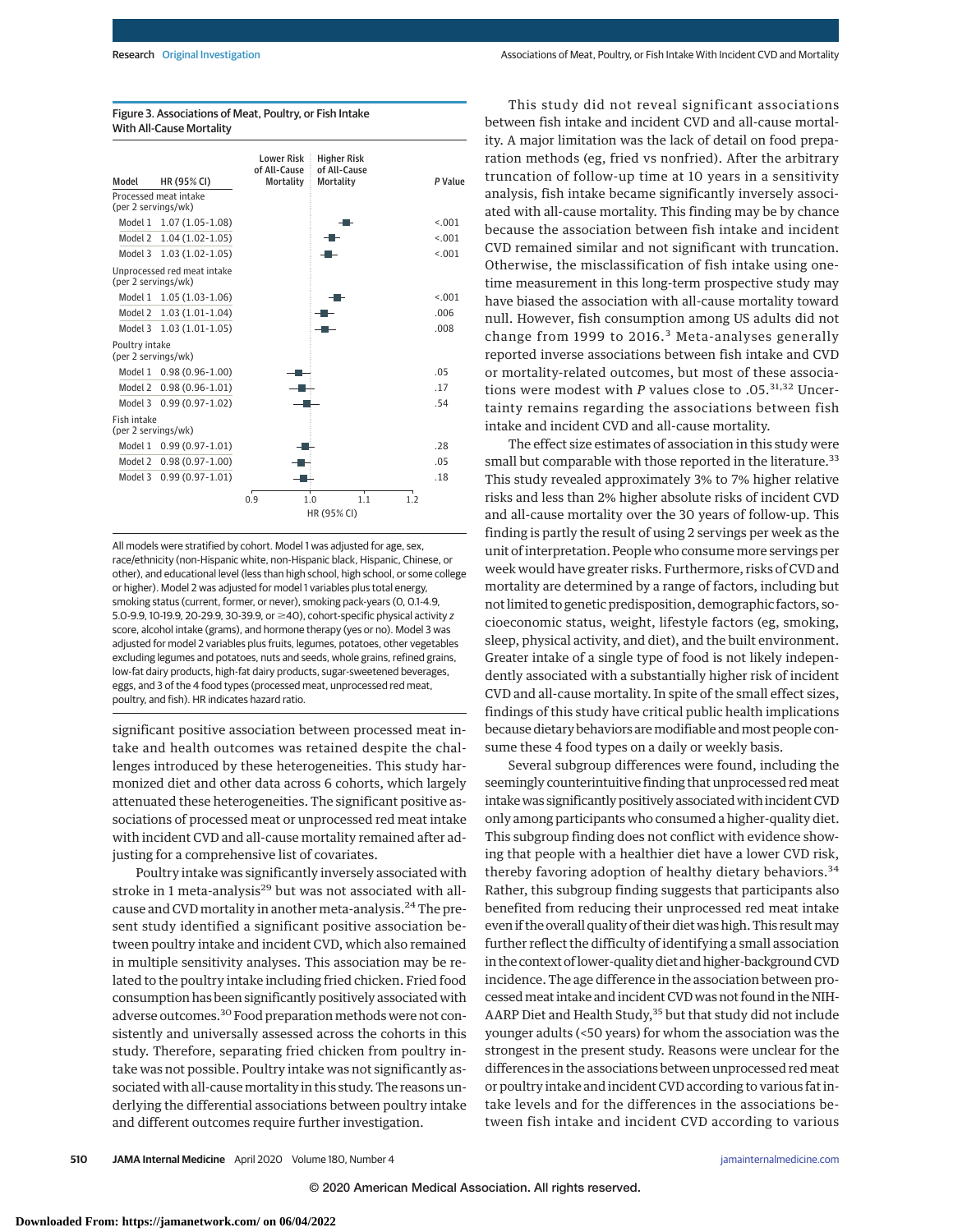Figure 3. Associations of Meat, Poultry, or Fish Intake With All-Cause Mortality

| Model | HR (95% CI) | P Value |
|---|---|---|
| **Processed meat intake (per 2 servings/wk)** | | |
| Model 1 | 1.07 (1.05-1.08) | <.001 |
| Model 2 | 1.04 (1.02-1.05) | <.001 |
| Model 3 | 1.03 (1.02-1.05) | <.001 |
| **Unprocessed red meat intake (per 2 servings/wk)** | | |
| Model 1 | 1.05 (1.03-1.06) | <.001 |
| Model 2 | 1.03 (1.01-1.04) | .006 |
| Model 3 | 1.03 (1.01-1.05) | .008 |
| **Poultry intake (per 2 servings/wk)** | | |
| Model 1 | 0.98 (0.96-1.00) | .05 |
| Model 2 | 0.98 (0.96-1.01) | .17 |
| Model 3 | 0.99 (0.97-1.02) | .54 |
| **Fish intake (per 2 servings/wk)** | | |
| Model 1 | 0.99 (0.97-1.01) | .28 |
| Model 2 | 0.98 (0.97-1.00) | .05 |
| Model 3 | 0.99 (0.97-1.01) | .18 |

(Forest plot: HR (95% CI), axis 0.9 to 1.2; Lower Risk of All-Cause Mortality ← → Higher Risk of All-Cause Mortality)

All models were stratified by cohort. Model 1 was adjusted for age, sex, race/ethnicity (non-Hispanic white, non-Hispanic black, Hispanic, Chinese, or other), and educational level (less than high school, high school, or some college or higher). Model 2 was adjusted for model 1 variables plus total energy, smoking status (current, former, or never), smoking pack-years (0, 0.1-4.9, 5.0-9.9, 10-19.9, 20-29.9, 30-39.9, or ≥40), cohort-specific physical activity *z* score, alcohol intake (grams), and hormone therapy (yes or no). Model 3 was adjusted for model 2 variables plus fruits, legumes, potatoes, other vegetables excluding legumes and potatoes, nuts and seeds, whole grains, refined grains, low-fat dairy products, high-fat dairy products, sugar-sweetened beverages, eggs, and 3 of the 4 food types (processed meat, unprocessed red meat, poultry, and fish). HR indicates hazard ratio.

significant positive association between processed meat intake and health outcomes was retained despite the challenges introduced by these heterogeneities. This study harmonized diet and other data across 6 cohorts, which largely attenuated these heterogeneities. The significant positive associations of processed meat or unprocessed red meat intake with incident CVD and all-cause mortality remained after adjusting for a comprehensive list of covariates.

Poultry intake was significantly inversely associated with stroke in 1 meta-analysis[29] but was not associated with all-cause and CVD mortality in another meta-analysis.[24] The present study identified a significant positive association between poultry intake and incident CVD, which also remained in multiple sensitivity analyses. This association may be related to the poultry intake including fried chicken. Fried food consumption has been significantly positively associated with adverse outcomes.[30] Food preparation methods were not consistently and universally assessed across the cohorts in this study. Therefore, separating fried chicken from poultry intake was not possible. Poultry intake was not significantly associated with all-cause mortality in this study. The reasons underlying the differential associations between poultry intake and different outcomes require further investigation.

This study did not reveal significant associations between fish intake and incident CVD and all-cause mortality. A major limitation was the lack of detail on food preparation methods (eg, fried vs nonfried). After the arbitrary truncation of follow-up time at 10 years in a sensitivity analysis, fish intake became significantly inversely associated with all-cause mortality. This finding may be by chance because the association between fish intake and incident CVD remained similar and not significant with truncation. Otherwise, the misclassification of fish intake using one-time measurement in this long-term prospective study may have biased the association with all-cause mortality toward null. However, fish consumption among US adults did not change from 1999 to 2016.[3] Meta-analyses generally reported inverse associations between fish intake and CVD or mortality-related outcomes, but most of these associations were modest with *P* values close to .05.[31,32] Uncertainty remains regarding the associations between fish intake and incident CVD and all-cause mortality.

The effect size estimates of association in this study were small but comparable with those reported in the literature.[33] This study revealed approximately 3% to 7% higher relative risks and less than 2% higher absolute risks of incident CVD and all-cause mortality over the 30 years of follow-up. This finding is partly the result of using 2 servings per week as the unit of interpretation. People who consume more servings per week would have greater risks. Furthermore, risks of CVD and mortality are determined by a range of factors, including but not limited to genetic predisposition, demographic factors, socioeconomic status, weight, lifestyle factors (eg, smoking, sleep, physical activity, and diet), and the built environment. Greater intake of a single type of food is not likely independently associated with a substantially higher risk of incident CVD and all-cause mortality. In spite of the small effect sizes, findings of this study have critical public health implications because dietary behaviors are modifiable and most people consume these 4 food types on a daily or weekly basis.

Several subgroup differences were found, including the seemingly counterintuitive finding that unprocessed red meat intake was significantly positively associated with incident CVD only among participants who consumed a higher-quality diet. This subgroup finding does not conflict with evidence showing that people with a healthier diet have a lower CVD risk, thereby favoring adoption of healthy dietary behaviors.[34] Rather, this subgroup finding suggests that participants also benefited from reducing their unprocessed red meat intake even if the overall quality of their diet was high. This result may further reflect the difficulty of identifying a small association in the context of lower-quality diet and higher-background CVD incidence. The age difference in the association between processed meat intake and incident CVD was not found in the NIH-AARP Diet and Health Study,[35] but that study did not include younger adults (<50 years) for whom the association was the strongest in the present study. Reasons were unclear for the differences in the associations between unprocessed red meat or poultry intake and incident CVD according to various fat intake levels and for the differences in the associations between fish intake and incident CVD according to various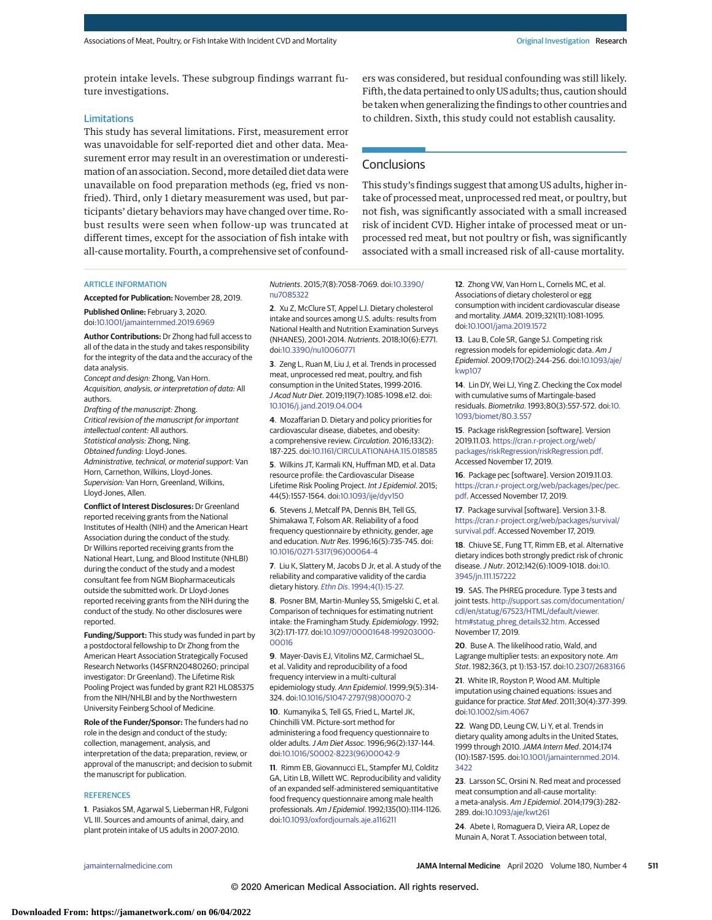protein intake levels. These subgroup findings warrant future investigations.

### Limitations

This study has several limitations. First, measurement error was unavoidable for self-reported diet and other data. Measurement error may result in an overestimation or underestimation of an association. Second, more detailed diet data were unavailable on food preparation methods (eg, fried vs nonfried). Third, only 1 dietary measurement was used, but participants' dietary behaviors may have changed over time. Robust results were seen when follow-up was truncated at different times, except for the association of fish intake with all-cause mortality. Fourth, a comprehensive set of confounders was considered, but residual confounding was still likely. Fifth, the data pertained to only US adults; thus, caution should be taken when generalizing the findings to other countries and to children. Sixth, this study could not establish causality.

## Conclusions

This study's findings suggest that among US adults, higher intake of processed meat, unprocessed red meat, or poultry, but not fish, was significantly associated with a small increased risk of incident CVD. Higher intake of processed meat or unprocessed red meat, but not poultry or fish, was significantly associated with a small increased risk of all-cause mortality.

### ARTICLE INFORMATION

**Accepted for Publication:** November 28, 2019.

**Published Online:** February 3, 2020. doi:10.1001/jamainternmed.2019.6969

**Author Contributions:** Dr Zhong had full access to all of the data in the study and takes responsibility for the integrity of the data and the accuracy of the data analysis.
*Concept and design:* Zhong, Van Horn.
*Acquisition, analysis, or interpretation of data:* All authors.
*Drafting of the manuscript:* Zhong.
*Critical revision of the manuscript for important intellectual content:* All authors.
*Statistical analysis:* Zhong, Ning.
*Obtained funding:* Lloyd-Jones.
*Administrative, technical, or material support:* Van Horn, Carnethon, Wilkins, Lloyd-Jones.
*Supervision:* Van Horn, Greenland, Wilkins, Lloyd-Jones, Allen.

**Conflict of Interest Disclosures:** Dr Greenland reported receiving grants from the National Institutes of Health (NIH) and the American Heart Association during the conduct of the study. Dr Wilkins reported receiving grants from the National Heart, Lung, and Blood Institute (NHLBI) during the conduct of the study and a modest consultant fee from NGM Biopharmaceuticals outside the submitted work. Dr Lloyd-Jones reported receiving grants from the NIH during the conduct of the study. No other disclosures were reported.

**Funding/Support:** This study was funded in part by a postdoctoral fellowship to Dr Zhong from the American Heart Association Strategically Focused Research Networks (14SFRN20480260; principal investigator: Dr Greenland). The Lifetime Risk Pooling Project was funded by grant R21 HL085375 from the NIH/NHLBI and by the Northwestern University Feinberg School of Medicine.

**Role of the Funder/Sponsor:** The funders had no role in the design and conduct of the study; collection, management, analysis, and interpretation of the data; preparation, review, or approval of the manuscript; and decision to submit the manuscript for publication.

### REFERENCES

1. Pasiakos SM, Agarwal S, Lieberman HR, Fulgoni VL III. Sources and amounts of animal, dairy, and plant protein intake of US adults in 2007-2010. *Nutrients*. 2015;7(8):7058-7069. doi:10.3390/nu7085322
2. Xu Z, McClure ST, Appel LJ. Dietary cholesterol intake and sources among U.S. adults: results from National Health and Nutrition Examination Surveys (NHANES), 2001-2014. *Nutrients*. 2018;10(6):E771. doi:10.3390/nu10060771
3. Zeng L, Ruan M, Liu J, et al. Trends in processed meat, unprocessed red meat, poultry, and fish consumption in the United States, 1999-2016. *J Acad Nutr Diet*. 2019;119(7):1085-1098.e12. doi:10.1016/j.jand.2019.04.004
4. Mozaffarian D. Dietary and policy priorities for cardiovascular disease, diabetes, and obesity: a comprehensive review. *Circulation*. 2016;133(2):187-225. doi:10.1161/CIRCULATIONAHA.115.018585
5. Wilkins JT, Karmali KN, Huffman MD, et al. Data resource profile: the Cardiovascular Disease Lifetime Risk Pooling Project. *Int J Epidemiol*. 2015;44(5):1557-1564. doi:10.1093/ije/dyv150
6. Stevens J, Metcalf PA, Dennis BH, Tell GS, Shimakawa T, Folsom AR. Reliability of a food frequency questionnaire by ethnicity, gender, age and education. *Nutr Res*. 1996;16(5):735-745. doi:10.1016/0271-5317(96)00064-4
7. Liu K, Slattery M, Jacobs D Jr, et al. A study of the reliability and comparative validity of the cardia dietary history. *Ethn Dis*. 1994;4(1):15-27.
8. Posner BM, Martin-Munley SS, Smigelski C, et al. Comparison of techniques for estimating nutrient intake: the Framingham Study. *Epidemiology*. 1992;3(2):171-177. doi:10.1097/00001648-199203000-00016
9. Mayer-Davis EJ, Vitolins MZ, Carmichael SL, et al. Validity and reproducibility of a food frequency interview in a multi-cultural epidemiology study. *Ann Epidemiol*. 1999;9(5):314-324. doi:10.1016/S1047-2797(98)00070-2
10. Kumanyika S, Tell GS, Fried L, Martel JK, Chinchilli VM. Picture-sort method for administering a food frequency questionnaire to older adults. *J Am Diet Assoc*. 1996;96(2):137-144. doi:10.1016/S0002-8223(96)00042-9
11. Rimm EB, Giovannucci EL, Stampfer MJ, Colditz GA, Litin LB, Willett WC. Reproducibility and validity of an expanded self-administered semiquantitative food frequency questionnaire among male health professionals. *Am J Epidemiol*. 1992;135(10):1114-1126. doi:10.1093/oxfordjournals.aje.a116211
12. Zhong VW, Van Horn L, Cornelis MC, et al. Associations of dietary cholesterol or egg consumption with incident cardiovascular disease and mortality. *JAMA*. 2019;321(11):1081-1095. doi:10.1001/jama.2019.1572
13. Lau B, Cole SR, Gange SJ. Competing risk regression models for epidemiologic data. *Am J Epidemiol*. 2009;170(2):244-256. doi:10.1093/aje/kwp107
14. Lin DY, Wei LJ, Ying Z. Checking the Cox model with cumulative sums of Martingale-based residuals. *Biometrika*. 1993;80(3):557-572. doi:10.1093/biomet/80.3.557
15. Package riskRegression [software]. Version 2019.11.03. https://cran.r-project.org/web/packages/riskRegression/riskRegression.pdf. Accessed November 17, 2019.
16. Package pec [software]. Version 2019.11.03. https://cran.r-project.org/web/packages/pec/pec.pdf. Accessed November 17, 2019.
17. Package survival [software]. Version 3.1-8. https://cran.r-project.org/web/packages/survival/survival.pdf. Accessed November 17, 2019.
18. Chiuve SE, Fung TT, Rimm EB, et al. Alternative dietary indices both strongly predict risk of chronic disease. *J Nutr*. 2012;142(6):1009-1018. doi:10.3945/jn.111.157222
19. SAS. The PHREG procedure. Type 3 tests and joint tests. http://support.sas.com/documentation/cdl/en/statug/67523/HTML/default/viewer.htm#statug_phreg_details32.htm. Accessed November 17, 2019.
20. Buse A. The likelihood ratio, Wald, and Lagrange multiplier tests: an expository note. *Am Stat*. 1982;36(3, pt 1):153-157. doi:10.2307/2683166
21. White IR, Royston P, Wood AM. Multiple imputation using chained equations: issues and guidance for practice. *Stat Med*. 2011;30(4):377-399. doi:10.1002/sim.4067
22. Wang DD, Leung CW, Li Y, et al. Trends in dietary quality among adults in the United States, 1999 through 2010. *JAMA Intern Med*. 2014;174(10):1587-1595. doi:10.1001/jamainternmed.2014.3422
23. Larsson SC, Orsini N. Red meat and processed meat consumption and all-cause mortality: a meta-analysis. *Am J Epidemiol*. 2014;179(3):282-289. doi:10.1093/aje/kwt261
24. Abete I, Romaguera D, Vieira AR, Lopez de Munain A, Norat T. Association between total,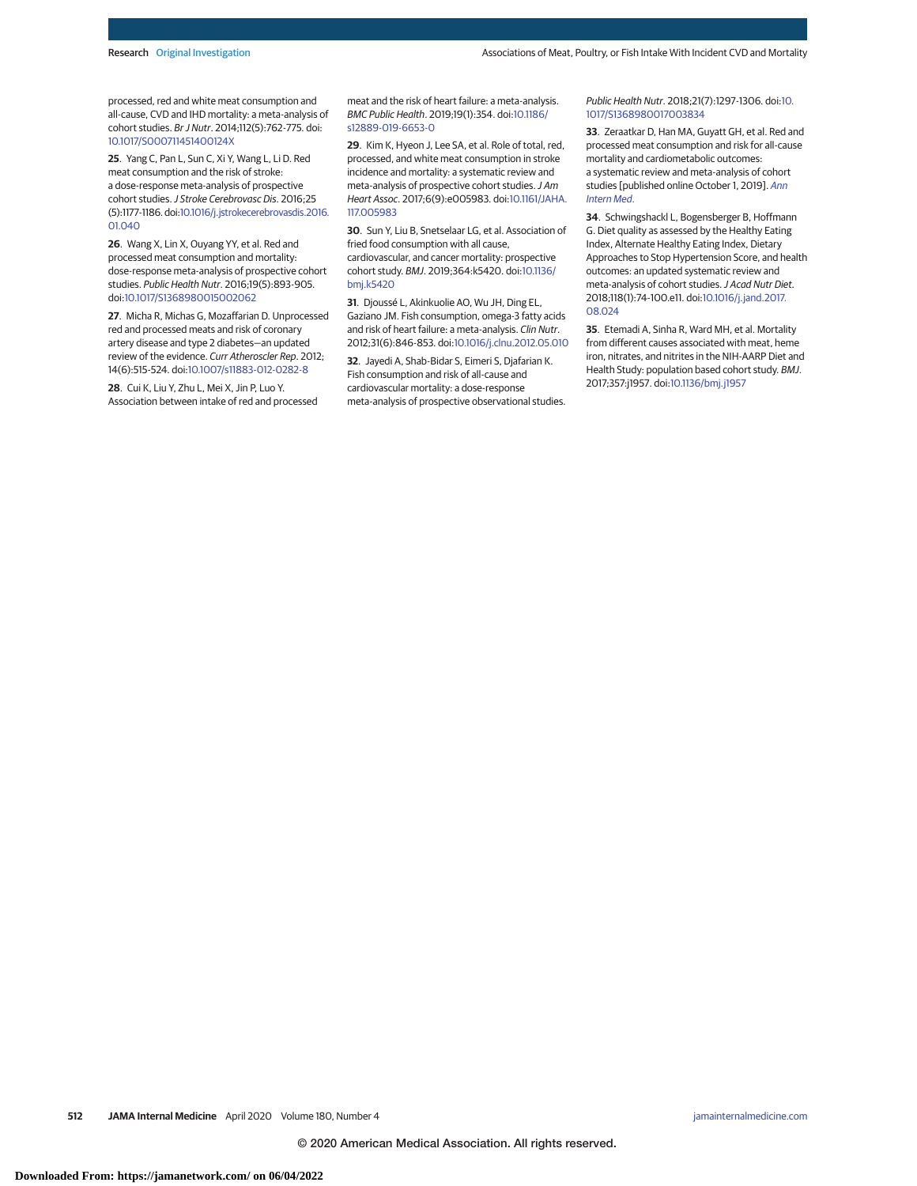processed, red and white meat consumption and all-cause, CVD and IHD mortality: a meta-analysis of cohort studies. *Br J Nutr*. 2014;112(5):762-775. doi:10.1017/S000711451400124X

**25**. Yang C, Pan L, Sun C, Xi Y, Wang L, Li D. Red meat consumption and the risk of stroke: a dose-response meta-analysis of prospective cohort studies. *J Stroke Cerebrovasc Dis*. 2016;25(5):1177-1186. doi:10.1016/j.jstrokecerebrovasdis.2016.01.040

**26**. Wang X, Lin X, Ouyang YY, et al. Red and processed meat consumption and mortality: dose-response meta-analysis of prospective cohort studies. *Public Health Nutr*. 2016;19(5):893-905. doi:10.1017/S1368980015002062

**27**. Micha R, Michas G, Mozaffarian D. Unprocessed red and processed meats and risk of coronary artery disease and type 2 diabetes—an updated review of the evidence. *Curr Atheroscler Rep*. 2012;14(6):515-524. doi:10.1007/s11883-012-0282-8

**28**. Cui K, Liu Y, Zhu L, Mei X, Jin P, Luo Y. Association between intake of red and processed meat and the risk of heart failure: a meta-analysis. *BMC Public Health*. 2019;19(1):354. doi:10.1186/s12889-019-6653-0

**29**. Kim K, Hyeon J, Lee SA, et al. Role of total, red, processed, and white meat consumption in stroke incidence and mortality: a systematic review and meta-analysis of prospective cohort studies. *J Am Heart Assoc*. 2017;6(9):e005983. doi:10.1161/JAHA.117.005983

**30**. Sun Y, Liu B, Snetselaar LG, et al. Association of fried food consumption with all cause, cardiovascular, and cancer mortality: prospective cohort study. *BMJ*. 2019;364:k5420. doi:10.1136/bmj.k5420

**31**. Djoussé L, Akinkuolie AO, Wu JH, Ding EL, Gaziano JM. Fish consumption, omega-3 fatty acids and risk of heart failure: a meta-analysis. *Clin Nutr*. 2012;31(6):846-853. doi:10.1016/j.clnu.2012.05.010

**32**. Jayedi A, Shab-Bidar S, Eimeri S, Djafarian K. Fish consumption and risk of all-cause and cardiovascular mortality: a dose-response meta-analysis of prospective observational studies. *Public Health Nutr*. 2018;21(7):1297-1306. doi:10.1017/S1368980017003834

**33**. Zeraatkar D, Han MA, Guyatt GH, et al. Red and processed meat consumption and risk for all-cause mortality and cardiometabolic outcomes: a systematic review and meta-analysis of cohort studies [published online October 1, 2019]. *Ann Intern Med*.

**34**. Schwingshackl L, Bogensberger B, Hoffmann G. Diet quality as assessed by the Healthy Eating Index, Alternate Healthy Eating Index, Dietary Approaches to Stop Hypertension Score, and health outcomes: an updated systematic review and meta-analysis of cohort studies. *J Acad Nutr Diet*. 2018;118(1):74-100.e11. doi:10.1016/j.jand.2017.08.024

**35**. Etemadi A, Sinha R, Ward MH, et al. Mortality from different causes associated with meat, heme iron, nitrates, and nitrites in the NIH-AARP Diet and Health Study: population based cohort study. *BMJ*. 2017;357:j1957. doi:10.1136/bmj.j1957